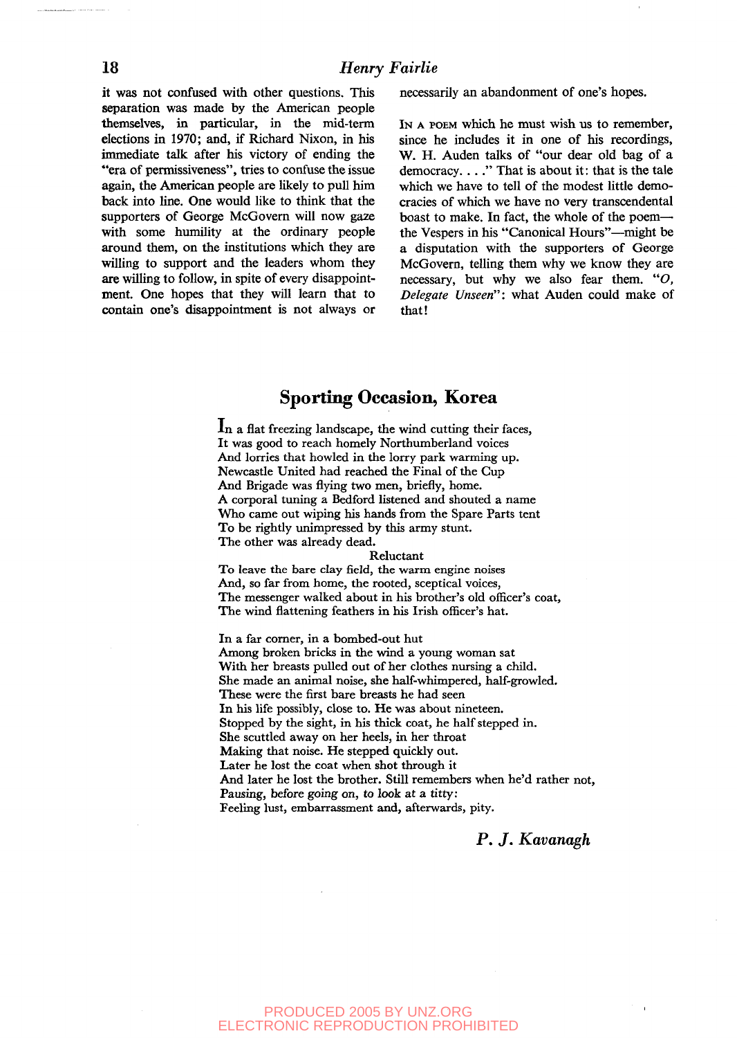it was not confused with other questions. This separation was made by the American people themselves, in particular, in the mid-term elections in 1970; and, if Richard Nixon, in his immediate talk after his victory of ending the "era of permissiveness", tries to confuse the issue again, the American people are likely to pull him back into line. One would like to think that the supporters of George McGovern will now gaze with some humility at the ordinary people around them, on the institutions which they are willing to support and the leaders whom they are willing to follow, in spite of every disappointment. One hopes that they will learn that to contain one's disappointment is not always or necessarily an abandonment of one's hopes.

IN A POEM which he must wish us to remember, since he includes it in one of his recordings, W. H. Auden talks of "our dear old bag of a democracy. . . ." That is about it: that is the tale which we have to tell of the modest little democracies of which we have no very transcendental boast to make. In fact, the whole of the poem—the Vespers in his "Canonical Hours"—might be a disputation with the supporters of George McGovern, telling them why we know they are necessary, but why we also fear them. "*O, Delegate Unseen*": what Auden could make of that!

## Sporting Occasion, Korea

In a flat freezing landscape, the wind cutting their faces,
It was good to reach homely Northumberland voices
And lorries that howled in the lorry park warming up.
Newcastle United had reached the Final of the Cup
And Brigade was flying two men, briefly, home.
A corporal tuning a Bedford listened and shouted a name
Who came out wiping his hands from the Spare Parts tent
To be rightly unimpressed by this army stunt.
The other was already dead.
Reluctant
To leave the bare clay field, the warm engine noises
And, so far from home, the rooted, sceptical voices,
The messenger walked about in his brother's old officer's coat,
The wind flattening feathers in his Irish officer's hat.

In a far corner, in a bombed-out hut
Among broken bricks in the wind a young woman sat
With her breasts pulled out of her clothes nursing a child.
She made an animal noise, she half-whimpered, half-growled.
These were the first bare breasts he had seen
In his life possibly, close to. He was about nineteen.
Stopped by the sight, in his thick coat, he half stepped in.
She scuttled away on her heels, in her throat
Making that noise. He stepped quickly out.
Later he lost the coat when shot through it
And later he lost the brother. Still remembers when he'd rather not,
Pausing, before going on, to look at a titty:
Feeling lust, embarrassment and, afterwards, pity.

*P. J. Kavanagh*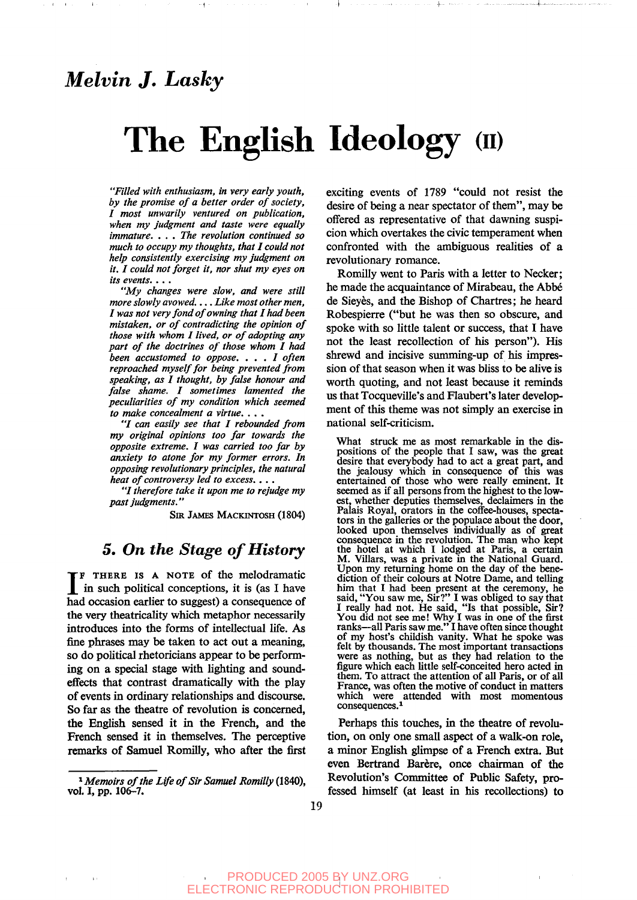# Melvin J. Lasky

# The English Ideology (II)

*"Filled with enthusiasm, in very early youth, by the promise of a better order of society, I most unwarily ventured on publication, when my judgment and taste were equally immature. . . . The revolution continued so much to occupy my thoughts, that I could not help consistently exercising my judgment on it. I could not forget it, nor shut my eyes on its events. . . .*

*"My changes were slow, and were still more slowly avowed. . . . Like most other men, I was not very fond of owning that I had been mistaken, or of contradicting the opinion of those with whom I lived, or of adopting any part of the doctrines of those whom I had been accustomed to oppose. . . . I often reproached myself for being prevented from speaking, as I thought, by false honour and false shame. I sometimes lamented the peculiarities of my condition which seemed to make concealment a virtue. . . .*

*"I can easily see that I rebounded from my original opinions too far towards the opposite extreme. I was carried too far by anxiety to atone for my former errors. In opposing revolutionary principles, the natural heat of controversy led to excess. . . .*

*"I therefore take it upon me to rejudge my past judgments."*

SIR JAMES MACKINTOSH (1804)

## 5. On the Stage of History

IF THERE IS A NOTE of the melodramatic in such political conceptions, it is (as I have had occasion earlier to suggest) a consequence of the very theatricality which metaphor necessarily introduces into the forms of intellectual life. As fine phrases may be taken to act out a meaning, so do political rhetoricians appear to be performing on a special stage with lighting and sound-effects that contrast dramatically with the play of events in ordinary relationships and discourse. So far as the theatre of revolution is concerned, the English sensed it in the French, and the French sensed it in themselves. The perceptive remarks of Samuel Romilly, who after the first exciting events of 1789 "could not resist the desire of being a near spectator of them", may be offered as representative of that dawning suspicion which overtakes the civic temperament when confronted with the ambiguous realities of a revolutionary romance.

Romilly went to Paris with a letter to Necker; he made the acquaintance of Mirabeau, the Abbé de Sieyès, and the Bishop of Chartres; he heard Robespierre ("but he was then so obscure, and spoke with so little talent or success, that I have not the least recollection of his person"). His shrewd and incisive summing-up of his impression of that season when it was bliss to be alive is worth quoting, and not least because it reminds us that Tocqueville's and Flaubert's later development of this theme was not simply an exercise in national self-criticism.

> What struck me as most remarkable in the dispositions of the people that I saw, was the great desire that everybody had to act a great part, and the jealousy which in consequence of this was entertained of those who were really eminent. It seemed as if all persons from the highest to the lowest, whether deputies themselves, declaimers in the Palais Royal, orators in the coffee-houses, spectators in the galleries or the populace about the door, looked upon themselves individually as of great consequence in the revolution. The man who kept the hotel at which I lodged at Paris, a certain M. Villars, was a private in the National Guard. Upon my returning home on the day of the benediction of their colours at Notre Dame, and telling him that I had been present at the ceremony, he said, "You saw me, Sir?" I was obliged to say that I really had not. He said, "Is that possible, Sir? You did not see me! Why I was in one of the first ranks—all Paris saw me." I have often since thought of my host's childish vanity. What he spoke was felt by thousands. The most important transactions were as nothing, but as they had relation to the figure which each little self-conceited hero acted in them. To attract the attention of all Paris, or of all France, was often the motive of conduct in matters which were attended with most momentous consequences.[1]

Perhaps this touches, in the theatre of revolution, on only one small aspect of a walk-on role, a minor English glimpse of a French extra. But even Bertrand Barère, once chairman of the Revolution's Committee of Public Safety, professed himself (at least in his recollections) to

[1] *Memoirs of the Life of Sir Samuel Romilly* (1840), vol. I, pp. 106–7.